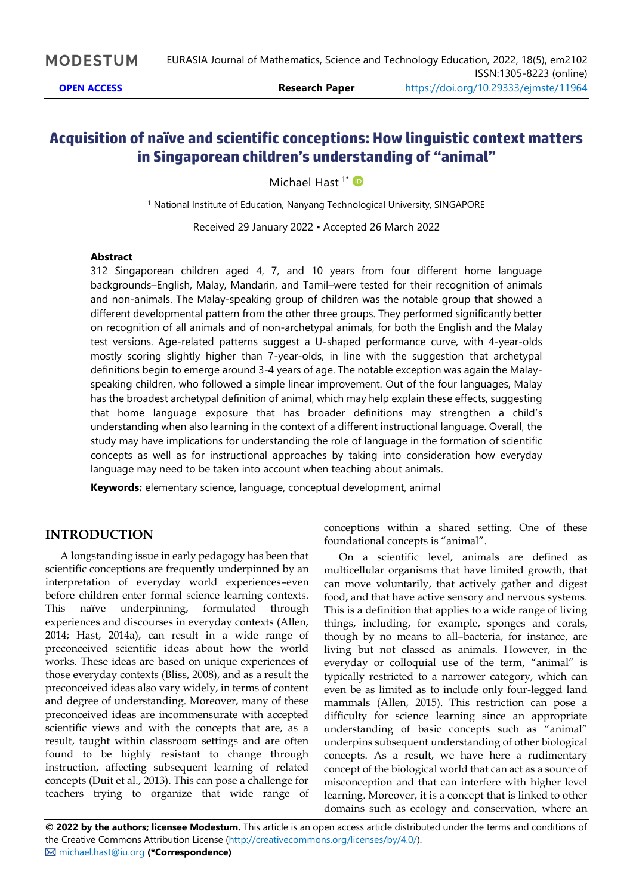# Acquisition of naïve and scientific conceptions: How linguistic context matters in Singaporean children's understanding of "animal"

Michael Hast [1*]

[1] National Institute of Education, Nanyang Technological University, SINGAPORE

Received 29 January 2022 ▪ Accepted 26 March 2022

### Abstract

312 Singaporean children aged 4, 7, and 10 years from four different home language backgrounds–English, Malay, Mandarin, and Tamil–were tested for their recognition of animals and non-animals. The Malay-speaking group of children was the notable group that showed a different developmental pattern from the other three groups. They performed significantly better on recognition of all animals and of non-archetypal animals, for both the English and the Malay test versions. Age-related patterns suggest a U-shaped performance curve, with 4-year-olds mostly scoring slightly higher than 7-year-olds, in line with the suggestion that archetypal definitions begin to emerge around 3-4 years of age. The notable exception was again the Malay-speaking children, who followed a simple linear improvement. Out of the four languages, Malay has the broadest archetypal definition of animal, which may help explain these effects, suggesting that home language exposure that has broader definitions may strengthen a child's understanding when also learning in the context of a different instructional language. Overall, the study may have implications for understanding the role of language in the formation of scientific concepts as well as for instructional approaches by taking into consideration how everyday language may need to be taken into account when teaching about animals.

**Keywords:** elementary science, language, conceptual development, animal

## INTRODUCTION

A longstanding issue in early pedagogy has been that scientific conceptions are frequently underpinned by an interpretation of everyday world experiences–even before children enter formal science learning contexts. This naïve underpinning, formulated through experiences and discourses in everyday contexts (Allen, 2014; Hast, 2014a), can result in a wide range of preconceived scientific ideas about how the world works. These ideas are based on unique experiences of those everyday contexts (Bliss, 2008), and as a result the preconceived ideas also vary widely, in terms of content and degree of understanding. Moreover, many of these preconceived ideas are incommensurate with accepted scientific views and with the concepts that are, as a result, taught within classroom settings and are often found to be highly resistant to change through instruction, affecting subsequent learning of related concepts (Duit et al., 2013). This can pose a challenge for teachers trying to organize that wide range of conceptions within a shared setting. One of these foundational concepts is "animal".

On a scientific level, animals are defined as multicellular organisms that have limited growth, that can move voluntarily, that actively gather and digest food, and that have active sensory and nervous systems. This is a definition that applies to a wide range of living things, including, for example, sponges and corals, though by no means to all–bacteria, for instance, are living but not classed as animals. However, in the everyday or colloquial use of the term, "animal" is typically restricted to a narrower category, which can even be as limited as to include only four-legged land mammals (Allen, 2015). This restriction can pose a difficulty for science learning since an appropriate understanding of basic concepts such as "animal" underpins subsequent understanding of other biological concepts. As a result, we have here a rudimentary concept of the biological world that can act as a source of misconception and that can interfere with higher level learning. Moreover, it is a concept that is linked to other domains such as ecology and conservation, where an

**© 2022 by the authors; licensee Modestum.** This article is an open access article distributed under the terms and conditions of the Creative Commons Attribution License (http://creativecommons.org/licenses/by/4.0/).
michael.hast@iu.org **(*Correspondence)**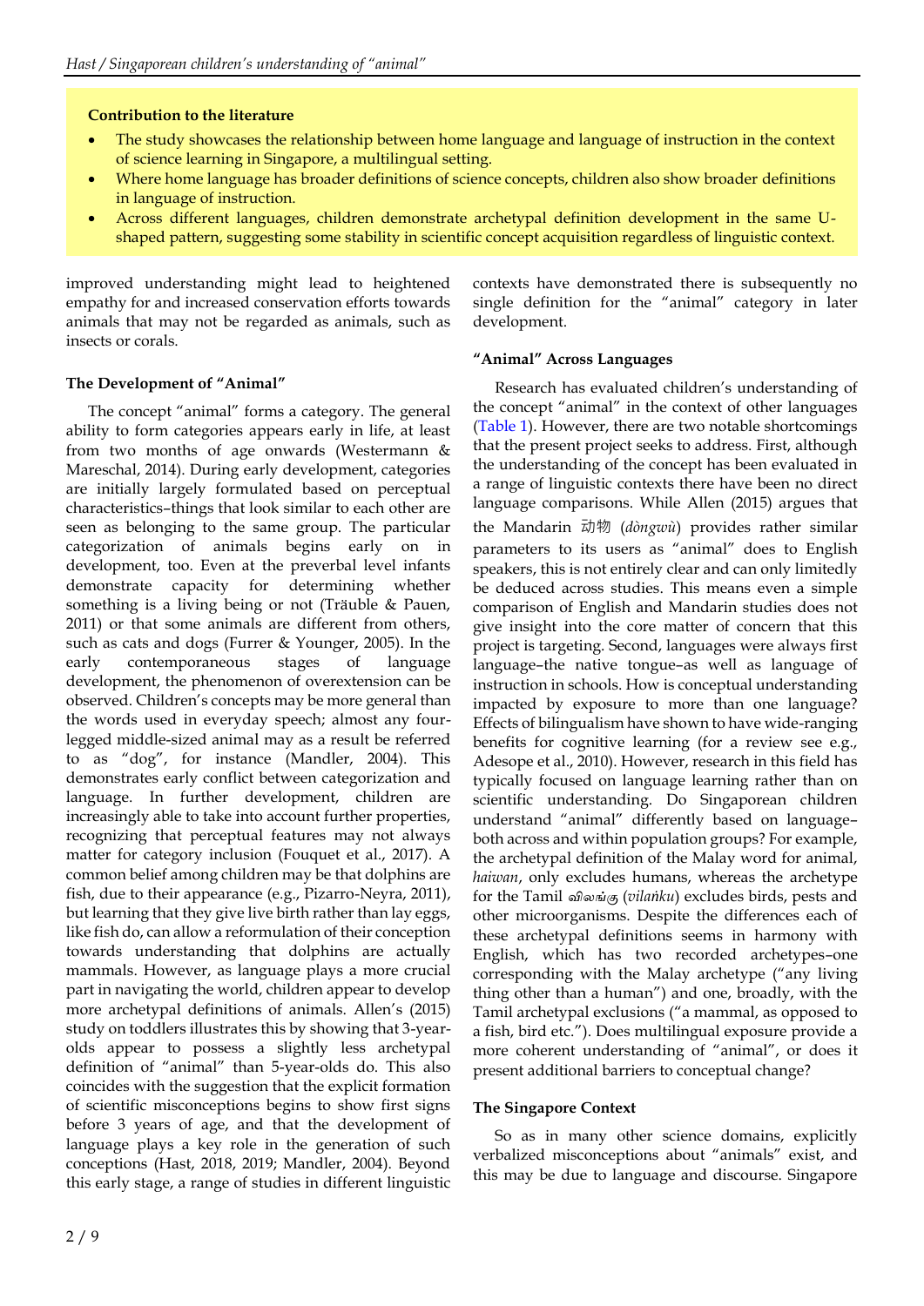**Contribution to the literature**

- The study showcases the relationship between home language and language of instruction in the context of science learning in Singapore, a multilingual setting.
- Where home language has broader definitions of science concepts, children also show broader definitions in language of instruction.
- Across different languages, children demonstrate archetypal definition development in the same U-shaped pattern, suggesting some stability in scientific concept acquisition regardless of linguistic context.

improved understanding might lead to heightened empathy for and increased conservation efforts towards animals that may not be regarded as animals, such as insects or corals.

### The Development of "Animal"

The concept "animal" forms a category. The general ability to form categories appears early in life, at least from two months of age onwards (Westermann & Mareschal, 2014). During early development, categories are initially largely formulated based on perceptual characteristics–things that look similar to each other are seen as belonging to the same group. The particular categorization of animals begins early on in development, too. Even at the preverbal level infants demonstrate capacity for determining whether something is a living being or not (Träuble & Pauen, 2011) or that some animals are different from others, such as cats and dogs (Furrer & Younger, 2005). In the early contemporaneous stages of language development, the phenomenon of overextension can be observed. Children's concepts may be more general than the words used in everyday speech; almost any four-legged middle-sized animal may as a result be referred to as "dog", for instance (Mandler, 2004). This demonstrates early conflict between categorization and language. In further development, children are increasingly able to take into account further properties, recognizing that perceptual features may not always matter for category inclusion (Fouquet et al., 2017). A common belief among children may be that dolphins are fish, due to their appearance (e.g., Pizarro-Neyra, 2011), but learning that they give live birth rather than lay eggs, like fish do, can allow a reformulation of their conception towards understanding that dolphins are actually mammals. However, as language plays a more crucial part in navigating the world, children appear to develop more archetypal definitions of animals. Allen's (2015) study on toddlers illustrates this by showing that 3-year-olds appear to possess a slightly less archetypal definition of "animal" than 5-year-olds do. This also coincides with the suggestion that the explicit formation of scientific misconceptions begins to show first signs before 3 years of age, and that the development of language plays a key role in the generation of such conceptions (Hast, 2018, 2019; Mandler, 2004). Beyond this early stage, a range of studies in different linguistic contexts have demonstrated there is subsequently no single definition for the "animal" category in later development.

### "Animal" Across Languages

Research has evaluated children's understanding of the concept "animal" in the context of other languages (Table 1). However, there are two notable shortcomings that the present project seeks to address. First, although the understanding of the concept has been evaluated in a range of linguistic contexts there have been no direct language comparisons. While Allen (2015) argues that the Mandarin 动物 (*dòngwù*) provides rather similar parameters to its users as "animal" does to English speakers, this is not entirely clear and can only limitedly be deduced across studies. This means even a simple comparison of English and Mandarin studies does not give insight into the core matter of concern that this project is targeting. Second, languages were always first language–the native tongue–as well as language of instruction in schools. How is conceptual understanding impacted by exposure to more than one language? Effects of bilingualism have shown to have wide-ranging benefits for cognitive learning (for a review see e.g., Adesope et al., 2010). However, research in this field has typically focused on language learning rather than on scientific understanding. Do Singaporean children understand "animal" differently based on language–both across and within population groups? For example, the archetypal definition of the Malay word for animal, *haiwan*, only excludes humans, whereas the archetype for the Tamil விலங்கு (*vilaṅku*) excludes birds, pests and other microorganisms. Despite the differences each of these archetypal definitions seems in harmony with English, which has two recorded archetypes–one corresponding with the Malay archetype ("any living thing other than a human") and one, broadly, with the Tamil archetypal exclusions ("a mammal, as opposed to a fish, bird etc."). Does multilingual exposure provide a more coherent understanding of "animal", or does it present additional barriers to conceptual change?

### The Singapore Context

So as in many other science domains, explicitly verbalized misconceptions about "animals" exist, and this may be due to language and discourse. Singapore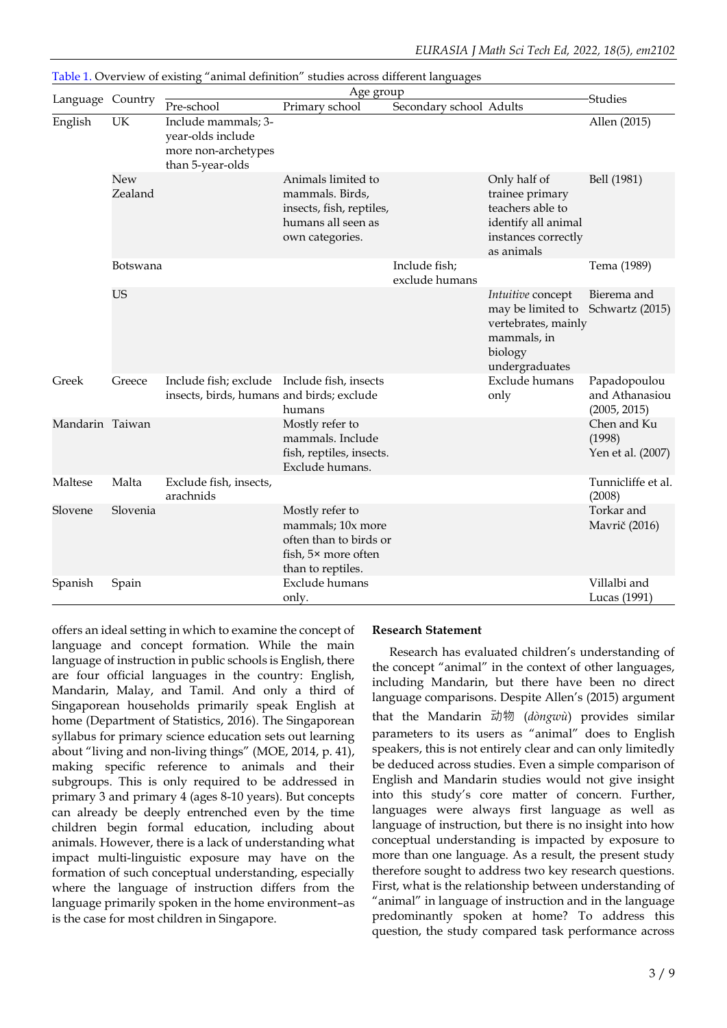Table 1. Overview of existing "animal definition" studies across different languages

| Language | Country | Age group | | | | Studies |
|---|---|---|---|---|---|---|
| | | Pre-school | Primary school | Secondary school | Adults | |
| English | UK | Include mammals; 3-year-olds include more non-archetypes than 5-year-olds | | | | Allen (2015) |
| | New Zealand | | Animals limited to mammals. Birds, insects, fish, reptiles, humans all seen as own categories. | | Only half of trainee primary teachers able to identify all animal instances correctly as animals | Bell (1981) |
| | Botswana | | | Include fish; exclude humans | | Tema (1989) |
| | US | | | | *Intuitive* concept may be limited to vertebrates, mainly mammals, in biology undergraduates | Bierema and Schwartz (2015) |
| Greek | Greece | Include fish; exclude insects, birds, humans | Include fish, insects and birds; exclude humans | | Exclude humans only | Papadopoulou and Athanasiou (2005, 2015) |
| Mandarin | Taiwan | | Mostly refer to mammals. Include fish, reptiles, insects. Exclude humans. | | | Chen and Ku (1998) Yen et al. (2007) |
| Maltese | Malta | Exclude fish, insects, arachnids | | | | Tunnicliffe et al. (2008) |
| Slovene | Slovenia | | Mostly refer to mammals; 10x more often than to birds or fish, 5× more often than to reptiles. | | | Torkar and Mavrič (2016) |
| Spanish | Spain | | Exclude humans only. | | | Villalbi and Lucas (1991) |

offers an ideal setting in which to examine the concept of language and concept formation. While the main language of instruction in public schools is English, there are four official languages in the country: English, Mandarin, Malay, and Tamil. And only a third of Singaporean households primarily speak English at home (Department of Statistics, 2016). The Singaporean syllabus for primary science education sets out learning about "living and non-living things" (MOE, 2014, p. 41), making specific reference to animals and their subgroups. This is only required to be addressed in primary 3 and primary 4 (ages 8-10 years). But concepts can already be deeply entrenched even by the time children begin formal education, including about animals. However, there is a lack of understanding what impact multi-linguistic exposure may have on the formation of such conceptual understanding, especially where the language of instruction differs from the language primarily spoken in the home environment–as is the case for most children in Singapore.

**Research Statement**

Research has evaluated children's understanding of the concept "animal" in the context of other languages, including Mandarin, but there have been no direct language comparisons. Despite Allen's (2015) argument that the Mandarin 动物 (*dòngwù*) provides similar parameters to its users as "animal" does to English speakers, this is not entirely clear and can only limitedly be deduced across studies. Even a simple comparison of English and Mandarin studies would not give insight into this study's core matter of concern. Further, languages were always first language as well as language of instruction, but there is no insight into how conceptual understanding is impacted by exposure to more than one language. As a result, the present study therefore sought to address two key research questions. First, what is the relationship between understanding of "animal" in language of instruction and in the language predominantly spoken at home? To address this question, the study compared task performance across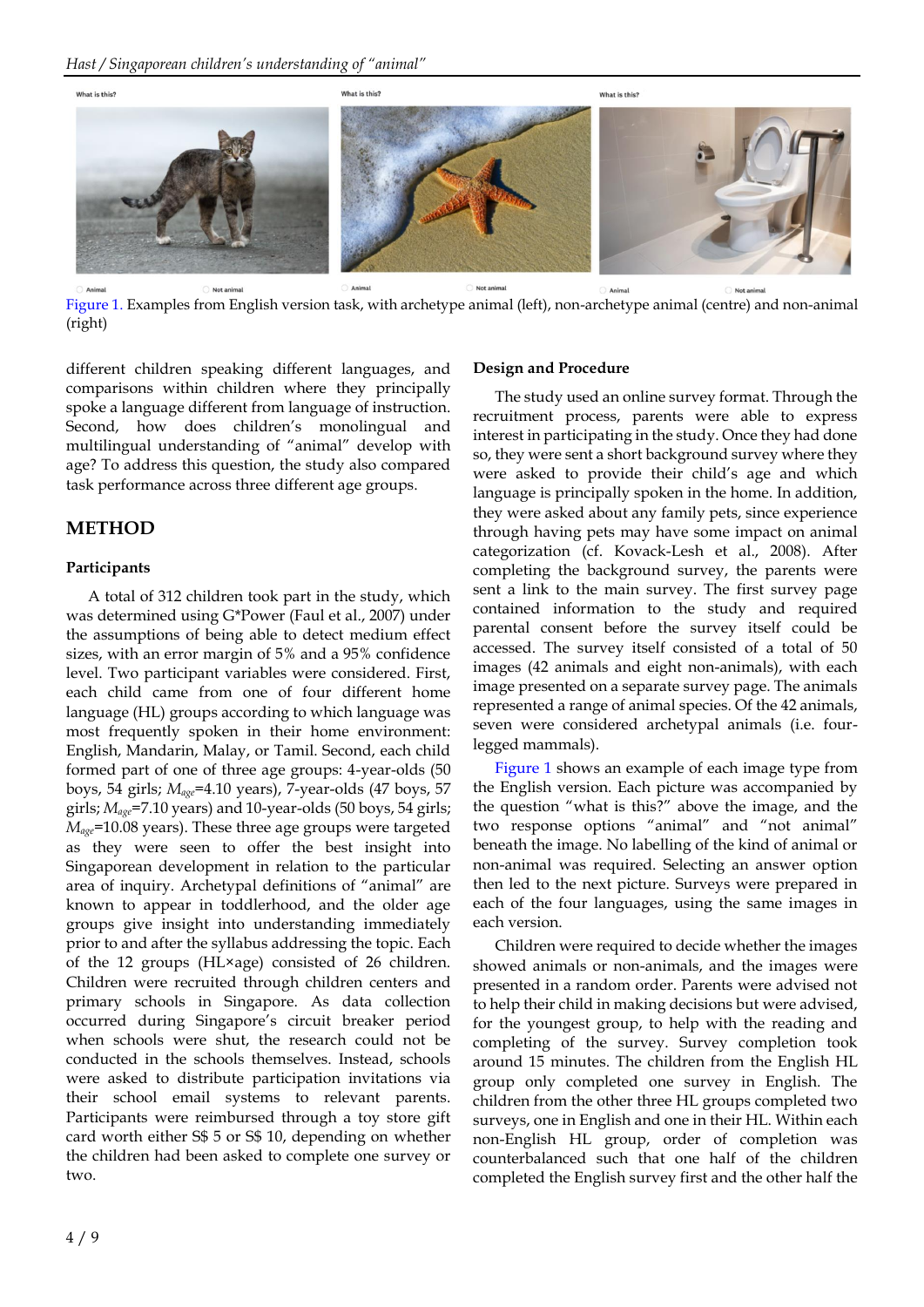Figure 1. Examples from English version task, with archetype animal (left), non-archetype animal (centre) and non-animal (right)

different children speaking different languages, and comparisons within children where they principally spoke a language different from language of instruction. Second, how does children's monolingual and multilingual understanding of "animal" develop with age? To address this question, the study also compared task performance across three different age groups.

## METHOD

### Participants

A total of 312 children took part in the study, which was determined using G*Power (Faul et al., 2007) under the assumptions of being able to detect medium effect sizes, with an error margin of 5% and a 95% confidence level. Two participant variables were considered. First, each child came from one of four different home language (HL) groups according to which language was most frequently spoken in their home environment: English, Mandarin, Malay, or Tamil. Second, each child formed part of one of three age groups: 4-year-olds (50 boys, 54 girls; $M_{age}$=4.10 years), 7-year-olds (47 boys, 57 girls; $M_{age}$=7.10 years) and 10-year-olds (50 boys, 54 girls; $M_{age}$=10.08 years). These three age groups were targeted as they were seen to offer the best insight into Singaporean development in relation to the particular area of inquiry. Archetypal definitions of "animal" are known to appear in toddlerhood, and the older age groups give insight into understanding immediately prior to and after the syllabus addressing the topic. Each of the 12 groups (HL×age) consisted of 26 children. Children were recruited through children centers and primary schools in Singapore. As data collection occurred during Singapore's circuit breaker period when schools were shut, the research could not be conducted in the schools themselves. Instead, schools were asked to distribute participation invitations via their school email systems to relevant parents. Participants were reimbursed through a toy store gift card worth either S$ 5 or S$ 10, depending on whether the children had been asked to complete one survey or two.

### Design and Procedure

The study used an online survey format. Through the recruitment process, parents were able to express interest in participating in the study. Once they had done so, they were sent a short background survey where they were asked to provide their child's age and which language is principally spoken in the home. In addition, they were asked about any family pets, since experience through having pets may have some impact on animal categorization (cf. Kovack-Lesh et al., 2008). After completing the background survey, the parents were sent a link to the main survey. The first survey page contained information to the study and required parental consent before the survey itself could be accessed. The survey itself consisted of a total of 50 images (42 animals and eight non-animals), with each image presented on a separate survey page. The animals represented a range of animal species. Of the 42 animals, seven were considered archetypal animals (i.e. four-legged mammals).

Figure 1 shows an example of each image type from the English version. Each picture was accompanied by the question "what is this?" above the image, and the two response options "animal" and "not animal" beneath the image. No labelling of the kind of animal or non-animal was required. Selecting an answer option then led to the next picture. Surveys were prepared in each of the four languages, using the same images in each version.

Children were required to decide whether the images showed animals or non-animals, and the images were presented in a random order. Parents were advised not to help their child in making decisions but were advised, for the youngest group, to help with the reading and completing of the survey. Survey completion took around 15 minutes. The children from the English HL group only completed one survey in English. The children from the other three HL groups completed two surveys, one in English and one in their HL. Within each non-English HL group, order of completion was counterbalanced such that one half of the children completed the English survey first and the other half the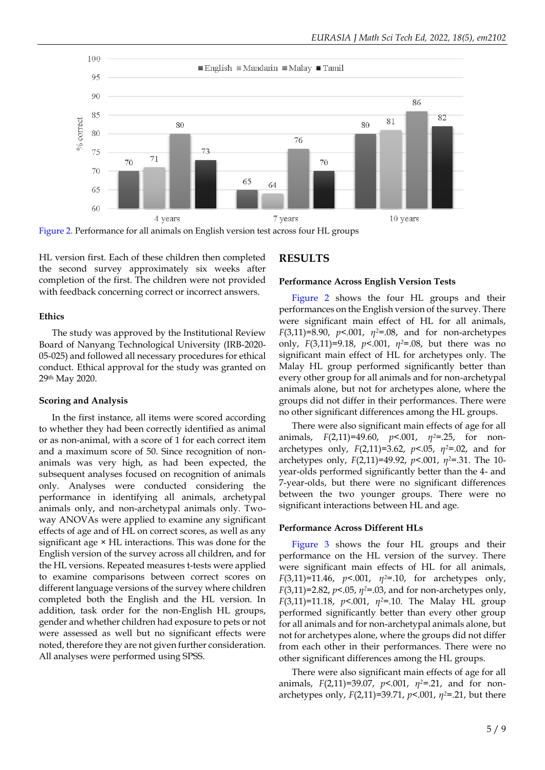Figure 2. Performance for all animals on English version test across four HL groups

HL version first. Each of these children then completed the second survey approximately six weeks after completion of the first. The children were not provided with feedback concerning correct or incorrect answers.

### Ethics

The study was approved by the Institutional Review Board of Nanyang Technological University (IRB-2020-05-025) and followed all necessary procedures for ethical conduct. Ethical approval for the study was granted on 29th May 2020.

### Scoring and Analysis

In the first instance, all items were scored according to whether they had been correctly identified as animal or as non-animal, with a score of 1 for each correct item and a maximum score of 50. Since recognition of non-animals was very high, as had been expected, the subsequent analyses focused on recognition of animals only. Analyses were conducted considering the performance in identifying all animals, archetypal animals only, and non-archetypal animals only. Two-way ANOVAs were applied to examine any significant effects of age and of HL on correct scores, as well as any significant age × HL interactions. This was done for the English version of the survey across all children, and for the HL versions. Repeated measures t-tests were applied to examine comparisons between correct scores on different language versions of the survey where children completed both the English and the HL version. In addition, task order for the non-English HL groups, gender and whether children had exposure to pets or not were assessed as well but no significant effects were noted, therefore they are not given further consideration. All analyses were performed using SPSS.

## RESULTS

### Performance Across English Version Tests

Figure 2 shows the four HL groups and their performances on the English version of the survey. There were significant main effect of HL for all animals, $F(3,11)=8.90$, $p<.001$, $\eta^2=.08$, and for non-archetypes only, $F(3,11)=9.18$, $p<.001$, $\eta^2=.08$, but there was no significant main effect of HL for archetypes only. The Malay HL group performed significantly better than every other group for all animals and for non-archetypal animals alone, but not for archetypes alone, where the groups did not differ in their performances. There were no other significant differences among the HL groups.

There were also significant main effects of age for all animals, $F(2,11)=49.60$, $p<.001$, $\eta^2=.25$, for non-archetypes only, $F(2,11)=3.62$, $p<.05$, $\eta^2=.02$, and for archetypes only, $F(2,11)=49.92$, $p<.001$, $\eta^2=.31$. The 10-year-olds performed significantly better than the 4- and 7-year-olds, but there were no significant differences between the two younger groups. There were no significant interactions between HL and age.

### Performance Across Different HLs

Figure 3 shows the four HL groups and their performance on the HL version of the survey. There were significant main effects of HL for all animals, $F(3,11)=11.46$, $p<.001$, $\eta^2=.10$, for archetypes only, $F(3,11)=2.82$, $p<.05$, $\eta^2=.03$, and for non-archetypes only, $F(3,11)=11.18$, $p<.001$, $\eta^2=.10$. The Malay HL group performed significantly better than every other group for all animals and for non-archetypal animals alone, but not for archetypes alone, where the groups did not differ from each other in their performances. There were no other significant differences among the HL groups.

There were also significant main effects of age for all animals, $F(2,11)=39.07$, $p<.001$, $\eta^2=.21$, and for non-archetypes only, $F(2,11)=39.71$, $p<.001$, $\eta^2=.21$, but there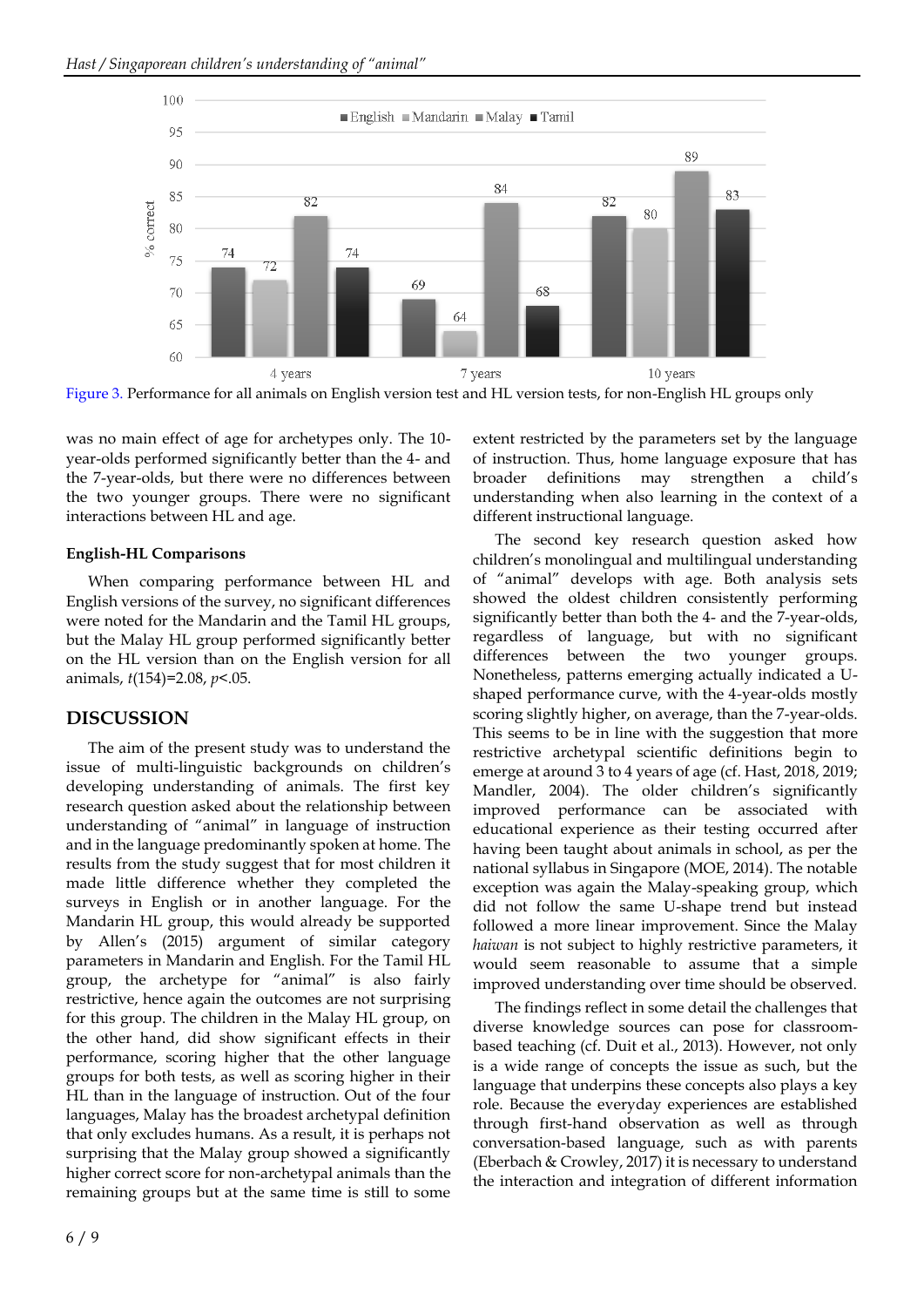Figure 3. Performance for all animals on English version test and HL version tests, for non-English HL groups only

was no main effect of age for archetypes only. The 10-year-olds performed significantly better than the 4- and the 7-year-olds, but there were no differences between the two younger groups. There were no significant interactions between HL and age.

#### English-HL Comparisons

When comparing performance between HL and English versions of the survey, no significant differences were noted for the Mandarin and the Tamil HL groups, but the Malay HL group performed significantly better on the HL version than on the English version for all animals, $t(154)=2.08$, $p<.05$.

## DISCUSSION

The aim of the present study was to understand the issue of multi-linguistic backgrounds on children's developing understanding of animals. The first key research question asked about the relationship between understanding of "animal" in language of instruction and in the language predominantly spoken at home. The results from the study suggest that for most children it made little difference whether they completed the surveys in English or in another language. For the Mandarin HL group, this would already be supported by Allen's (2015) argument of similar category parameters in Mandarin and English. For the Tamil HL group, the archetype for "animal" is also fairly restrictive, hence again the outcomes are not surprising for this group. The children in the Malay HL group, on the other hand, did show significant effects in their performance, scoring higher that the other language groups for both tests, as well as scoring higher in their HL than in the language of instruction. Out of the four languages, Malay has the broadest archetypal definition that only excludes humans. As a result, it is perhaps not surprising that the Malay group showed a significantly higher correct score for non-archetypal animals than the remaining groups but at the same time is still to some extent restricted by the parameters set by the language of instruction. Thus, home language exposure that has broader definitions may strengthen a child's understanding when also learning in the context of a different instructional language.

The second key research question asked how children's monolingual and multilingual understanding of "animal" develops with age. Both analysis sets showed the oldest children consistently performing significantly better than both the 4- and the 7-year-olds, regardless of language, but with no significant differences between the two younger groups. Nonetheless, patterns emerging actually indicated a U-shaped performance curve, with the 4-year-olds mostly scoring slightly higher, on average, than the 7-year-olds. This seems to be in line with the suggestion that more restrictive archetypal scientific definitions begin to emerge at around 3 to 4 years of age (cf. Hast, 2018, 2019; Mandler, 2004). The older children's significantly improved performance can be associated with educational experience as their testing occurred after having been taught about animals in school, as per the national syllabus in Singapore (MOE, 2014). The notable exception was again the Malay-speaking group, which did not follow the same U-shape trend but instead followed a more linear improvement. Since the Malay *haiwan* is not subject to highly restrictive parameters, it would seem reasonable to assume that a simple improved understanding over time should be observed.

The findings reflect in some detail the challenges that diverse knowledge sources can pose for classroom-based teaching (cf. Duit et al., 2013). However, not only is a wide range of concepts the issue as such, but the language that underpins these concepts also plays a key role. Because the everyday experiences are established through first-hand observation as well as through conversation-based language, such as with parents (Eberbach & Crowley, 2017) it is necessary to understand the interaction and integration of different information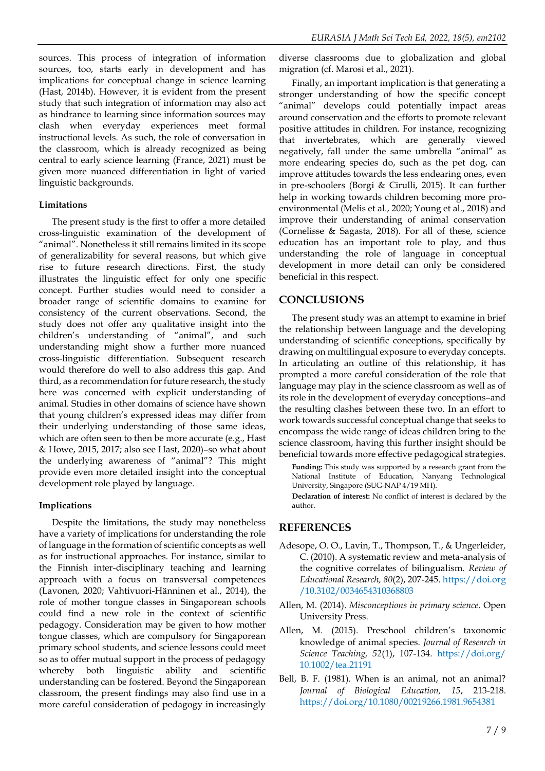sources. This process of integration of information sources, too, starts early in development and has implications for conceptual change in science learning (Hast, 2014b). However, it is evident from the present study that such integration of information may also act as hindrance to learning since information sources may clash when everyday experiences meet formal instructional levels. As such, the role of conversation in the classroom, which is already recognized as being central to early science learning (France, 2021) must be given more nuanced differentiation in light of varied linguistic backgrounds.

### Limitations

The present study is the first to offer a more detailed cross-linguistic examination of the development of "animal". Nonetheless it still remains limited in its scope of generalizability for several reasons, but which give rise to future research directions. First, the study illustrates the linguistic effect for only one specific concept. Further studies would need to consider a broader range of scientific domains to examine for consistency of the current observations. Second, the study does not offer any qualitative insight into the children's understanding of "animal", and such understanding might show a further more nuanced cross-linguistic differentiation. Subsequent research would therefore do well to also address this gap. And third, as a recommendation for future research, the study here was concerned with explicit understanding of animal. Studies in other domains of science have shown that young children's expressed ideas may differ from their underlying understanding of those same ideas, which are often seen to then be more accurate (e.g., Hast & Howe, 2015, 2017; also see Hast, 2020)–so what about the underlying awareness of "animal"? This might provide even more detailed insight into the conceptual development role played by language.

### Implications

Despite the limitations, the study may nonetheless have a variety of implications for understanding the role of language in the formation of scientific concepts as well as for instructional approaches. For instance, similar to the Finnish inter-disciplinary teaching and learning approach with a focus on transversal competences (Lavonen, 2020; Vahtivuori-Hänninen et al., 2014), the role of mother tongue classes in Singaporean schools could find a new role in the context of scientific pedagogy. Consideration may be given to how mother tongue classes, which are compulsory for Singaporean primary school students, and science lessons could meet so as to offer mutual support in the process of pedagogy whereby both linguistic ability and scientific understanding can be fostered. Beyond the Singaporean classroom, the present findings may also find use in a more careful consideration of pedagogy in increasingly diverse classrooms due to globalization and global migration (cf. Marosi et al., 2021).

Finally, an important implication is that generating a stronger understanding of how the specific concept "animal" develops could potentially impact areas around conservation and the efforts to promote relevant positive attitudes in children. For instance, recognizing that invertebrates, which are generally viewed negatively, fall under the same umbrella "animal" as more endearing species do, such as the pet dog, can improve attitudes towards the less endearing ones, even in pre-schoolers (Borgi & Cirulli, 2015). It can further help in working towards children becoming more pro-environmental (Melis et al., 2020; Young et al., 2018) and improve their understanding of animal conservation (Cornelisse & Sagasta, 2018). For all of these, science education has an important role to play, and thus understanding the role of language in conceptual development in more detail can only be considered beneficial in this respect.

## CONCLUSIONS

The present study was an attempt to examine in brief the relationship between language and the developing understanding of scientific conceptions, specifically by drawing on multilingual exposure to everyday concepts. In articulating an outline of this relationship, it has prompted a more careful consideration of the role that language may play in the science classroom as well as of its role in the development of everyday conceptions–and the resulting clashes between these two. In an effort to work towards successful conceptual change that seeks to encompass the wide range of ideas children bring to the science classroom, having this further insight should be beneficial towards more effective pedagogical strategies.

**Funding:** This study was supported by a research grant from the National Institute of Education, Nanyang Technological University, Singapore (SUG-NAP 4/19 MH).

**Declaration of interest:** No conflict of interest is declared by the author.

## REFERENCES

Adesope, O. O., Lavin, T., Thompson, T., & Ungerleider, C. (2010). A systematic review and meta-analysis of the cognitive correlates of bilingualism. *Review of Educational Research, 80*(2), 207-245. https://doi.org/10.3102/0034654310368803

Allen, M. (2014). *Misconceptions in primary science*. Open University Press.

Allen, M. (2015). Preschool children's taxonomic knowledge of animal species. *Journal of Research in Science Teaching, 52*(1), 107-134. https://doi.org/10.1002/tea.21191

Bell, B. F. (1981). When is an animal, not an animal? *Journal of Biological Education, 15*, 213-218. https://doi.org/10.1080/00219266.1981.9654381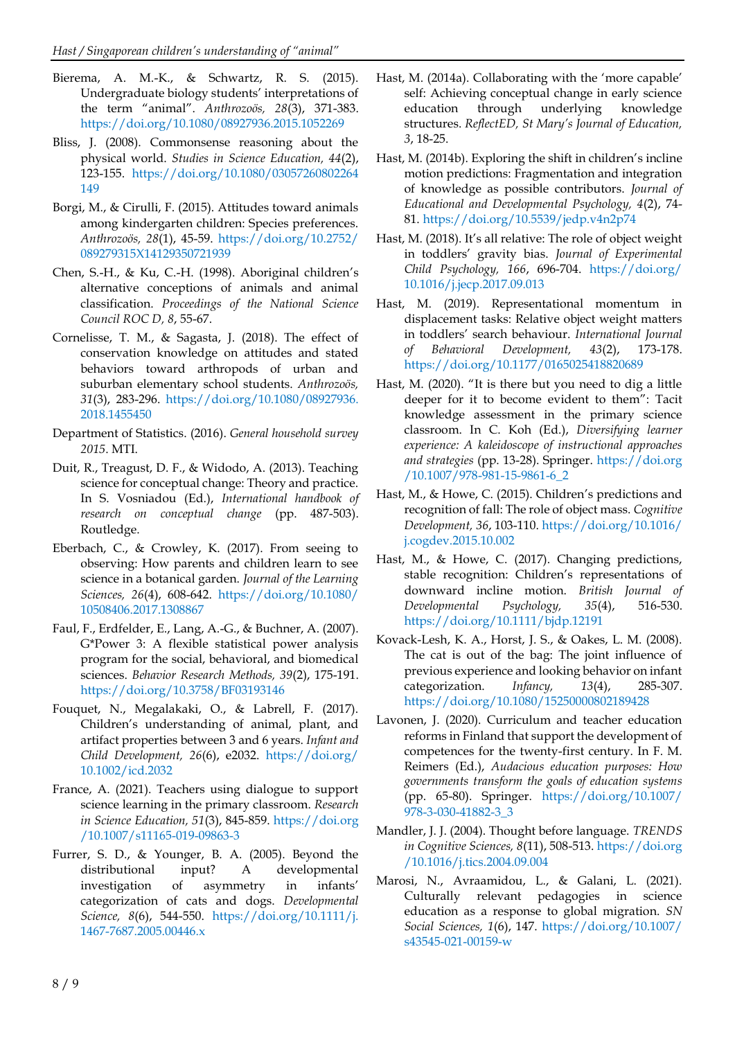Bierema, A. M.-K., & Schwartz, R. S. (2015). Undergraduate biology students' interpretations of the term "animal". *Anthrozoös, 28*(3), 371-383. https://doi.org/10.1080/08927936.2015.1052269

Bliss, J. (2008). Commonsense reasoning about the physical world. *Studies in Science Education, 44*(2), 123-155. https://doi.org/10.1080/03057260802264149

Borgi, M., & Cirulli, F. (2015). Attitudes toward animals among kindergarten children: Species preferences. *Anthrozoös, 28*(1), 45-59. https://doi.org/10.2752/089279315X14129350721939

Chen, S.-H., & Ku, C.-H. (1998). Aboriginal children's alternative conceptions of animals and animal classification. *Proceedings of the National Science Council ROC D, 8*, 55-67.

Cornelisse, T. M., & Sagasta, J. (2018). The effect of conservation knowledge on attitudes and stated behaviors toward arthropods of urban and suburban elementary school students. *Anthrozoös, 31*(3), 283-296. https://doi.org/10.1080/08927936.2018.1455450

Department of Statistics. (2016). *General household survey 2015*. MTI.

Duit, R., Treagust, D. F., & Widodo, A. (2013). Teaching science for conceptual change: Theory and practice. In S. Vosniadou (Ed.), *International handbook of research on conceptual change* (pp. 487-503). Routledge.

Eberbach, C., & Crowley, K. (2017). From seeing to observing: How parents and children learn to see science in a botanical garden. *Journal of the Learning Sciences, 26*(4), 608-642. https://doi.org/10.1080/10508406.2017.1308867

Faul, F., Erdfelder, E., Lang, A.-G., & Buchner, A. (2007). G*Power 3: A flexible statistical power analysis program for the social, behavioral, and biomedical sciences. *Behavior Research Methods, 39*(2), 175-191. https://doi.org/10.3758/BF03193146

Fouquet, N., Megalakaki, O., & Labrell, F. (2017). Children's understanding of animal, plant, and artifact properties between 3 and 6 years. *Infant and Child Development, 26*(6), e2032. https://doi.org/10.1002/icd.2032

France, A. (2021). Teachers using dialogue to support science learning in the primary classroom. *Research in Science Education, 51*(3), 845-859. https://doi.org/10.1007/s11165-019-09863-3

Furrer, S. D., & Younger, B. A. (2005). Beyond the distributional input? A developmental investigation of asymmetry in infants' categorization of cats and dogs. *Developmental Science, 8*(6), 544-550. https://doi.org/10.1111/j.1467-7687.2005.00446.x

Hast, M. (2014a). Collaborating with the 'more capable' self: Achieving conceptual change in early science education through underlying knowledge structures. *ReflectED, St Mary's Journal of Education, 3*, 18-25.

Hast, M. (2014b). Exploring the shift in children's incline motion predictions: Fragmentation and integration of knowledge as possible contributors. *Journal of Educational and Developmental Psychology, 4*(2), 74-81. https://doi.org/10.5539/jedp.v4n2p74

Hast, M. (2018). It's all relative: The role of object weight in toddlers' gravity bias. *Journal of Experimental Child Psychology, 166*, 696-704. https://doi.org/10.1016/j.jecp.2017.09.013

Hast, M. (2019). Representational momentum in displacement tasks: Relative object weight matters in toddlers' search behaviour. *International Journal of Behavioral Development, 43*(2), 173-178. https://doi.org/10.1177/0165025418820689

Hast, M. (2020). "It is there but you need to dig a little deeper for it to become evident to them": Tacit knowledge assessment in the primary science classroom. In C. Koh (Ed.), *Diversifying learner experience: A kaleidoscope of instructional approaches and strategies* (pp. 13-28). Springer. https://doi.org/10.1007/978-981-15-9861-6_2

Hast, M., & Howe, C. (2015). Children's predictions and recognition of fall: The role of object mass. *Cognitive Development, 36*, 103-110. https://doi.org/10.1016/j.cogdev.2015.10.002

Hast, M., & Howe, C. (2017). Changing predictions, stable recognition: Children's representations of downward incline motion. *British Journal of Developmental Psychology, 35*(4), 516-530. https://doi.org/10.1111/bjdp.12191

Kovack-Lesh, K. A., Horst, J. S., & Oakes, L. M. (2008). The cat is out of the bag: The joint influence of previous experience and looking behavior on infant categorization. *Infancy, 13*(4), 285-307. https://doi.org/10.1080/15250000802189428

Lavonen, J. (2020). Curriculum and teacher education reforms in Finland that support the development of competences for the twenty-first century. In F. M. Reimers (Ed.), *Audacious education purposes: How governments transform the goals of education systems* (pp. 65-80). Springer. https://doi.org/10.1007/978-3-030-41882-3_3

Mandler, J. J. (2004). Thought before language. *TRENDS in Cognitive Sciences, 8*(11), 508-513. https://doi.org/10.1016/j.tics.2004.09.004

Marosi, N., Avraamidou, L., & Galani, L. (2021). Culturally relevant pedagogies in science education as a response to global migration. *SN Social Sciences, 1*(6), 147. https://doi.org/10.1007/s43545-021-00159-w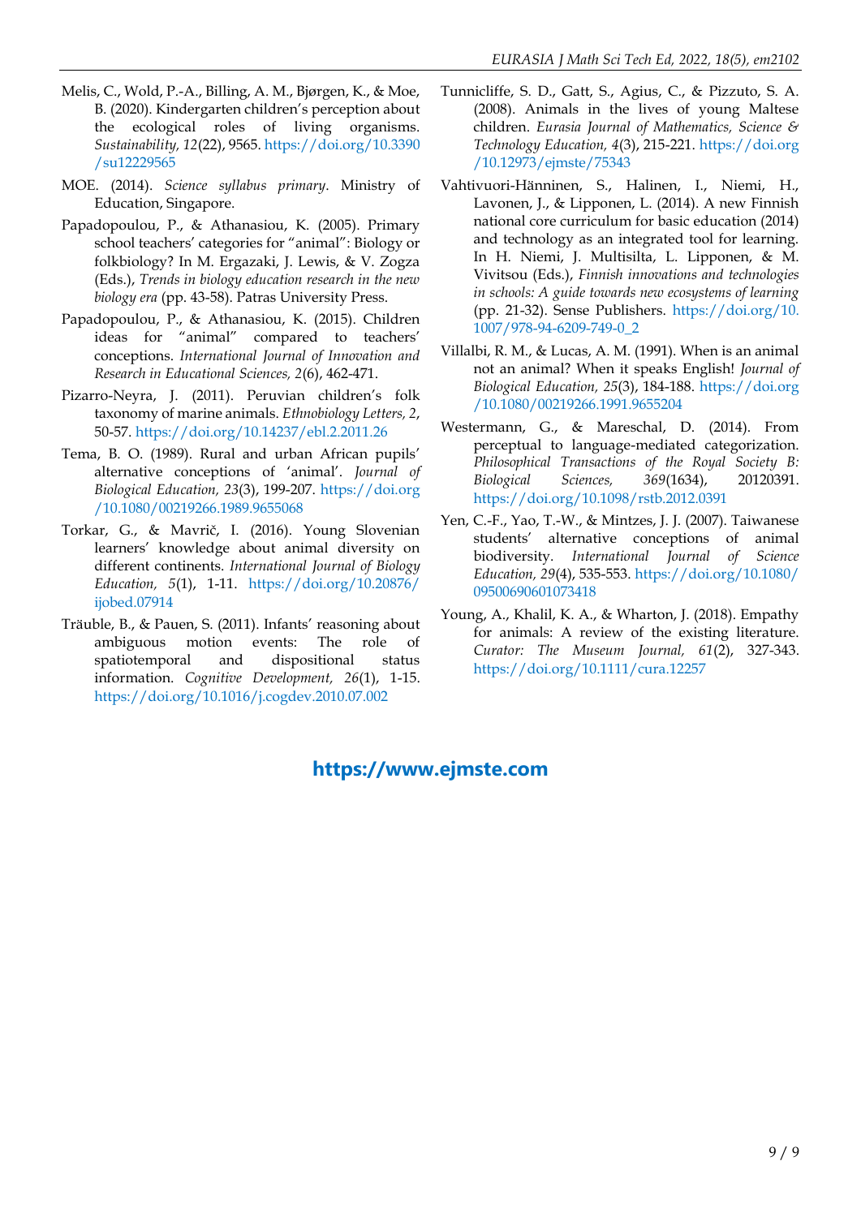Melis, C., Wold, P.-A., Billing, A. M., Bjørgen, K., & Moe, B. (2020). Kindergarten children's perception about the ecological roles of living organisms. *Sustainability, 12*(22), 9565. https://doi.org/10.3390/su12229565

MOE. (2014). *Science syllabus primary*. Ministry of Education, Singapore.

Papadopoulou, P., & Athanasiou, K. (2005). Primary school teachers' categories for "animal": Biology or folkbiology? In M. Ergazaki, J. Lewis, & V. Zogza (Eds.), *Trends in biology education research in the new biology era* (pp. 43-58). Patras University Press.

Papadopoulou, P., & Athanasiou, K. (2015). Children ideas for "animal" compared to teachers' conceptions. *International Journal of Innovation and Research in Educational Sciences, 2*(6), 462-471.

Pizarro-Neyra, J. (2011). Peruvian children's folk taxonomy of marine animals. *Ethnobiology Letters, 2*, 50-57. https://doi.org/10.14237/ebl.2.2011.26

Tema, B. O. (1989). Rural and urban African pupils' alternative conceptions of 'animal'. *Journal of Biological Education, 23*(3), 199-207. https://doi.org/10.1080/00219266.1989.9655068

Torkar, G., & Mavrič, I. (2016). Young Slovenian learners' knowledge about animal diversity on different continents. *International Journal of Biology Education, 5*(1), 1-11. https://doi.org/10.20876/ijobed.07914

Träuble, B., & Pauen, S. (2011). Infants' reasoning about ambiguous motion events: The role of spatiotemporal and dispositional status information. *Cognitive Development, 26*(1), 1-15. https://doi.org/10.1016/j.cogdev.2010.07.002

Tunnicliffe, S. D., Gatt, S., Agius, C., & Pizzuto, S. A. (2008). Animals in the lives of young Maltese children. *Eurasia Journal of Mathematics, Science & Technology Education, 4*(3), 215-221. https://doi.org/10.12973/ejmste/75343

Vahtivuori-Hänninen, S., Halinen, I., Niemi, H., Lavonen, J., & Lipponen, L. (2014). A new Finnish national core curriculum for basic education (2014) and technology as an integrated tool for learning. In H. Niemi, J. Multisilta, L. Lipponen, & M. Vivitsou (Eds.), *Finnish innovations and technologies in schools: A guide towards new ecosystems of learning* (pp. 21-32). Sense Publishers. https://doi.org/10.1007/978-94-6209-749-0_2

Villalbi, R. M., & Lucas, A. M. (1991). When is an animal not an animal? When it speaks English! *Journal of Biological Education, 25*(3), 184-188. https://doi.org/10.1080/00219266.1991.9655204

Westermann, G., & Mareschal, D. (2014). From perceptual to language-mediated categorization. *Philosophical Transactions of the Royal Society B: Biological Sciences, 369*(1634), 20120391. https://doi.org/10.1098/rstb.2012.0391

Yen, C.-F., Yao, T.-W., & Mintzes, J. J. (2007). Taiwanese students' alternative conceptions of animal biodiversity. *International Journal of Science Education, 29*(4), 535-553. https://doi.org/10.1080/09500690601073418

Young, A., Khalil, K. A., & Wharton, J. (2018). Empathy for animals: A review of the existing literature. *Curator: The Museum Journal, 61*(2), 327-343. https://doi.org/10.1111/cura.12257

**https://www.ejmste.com**